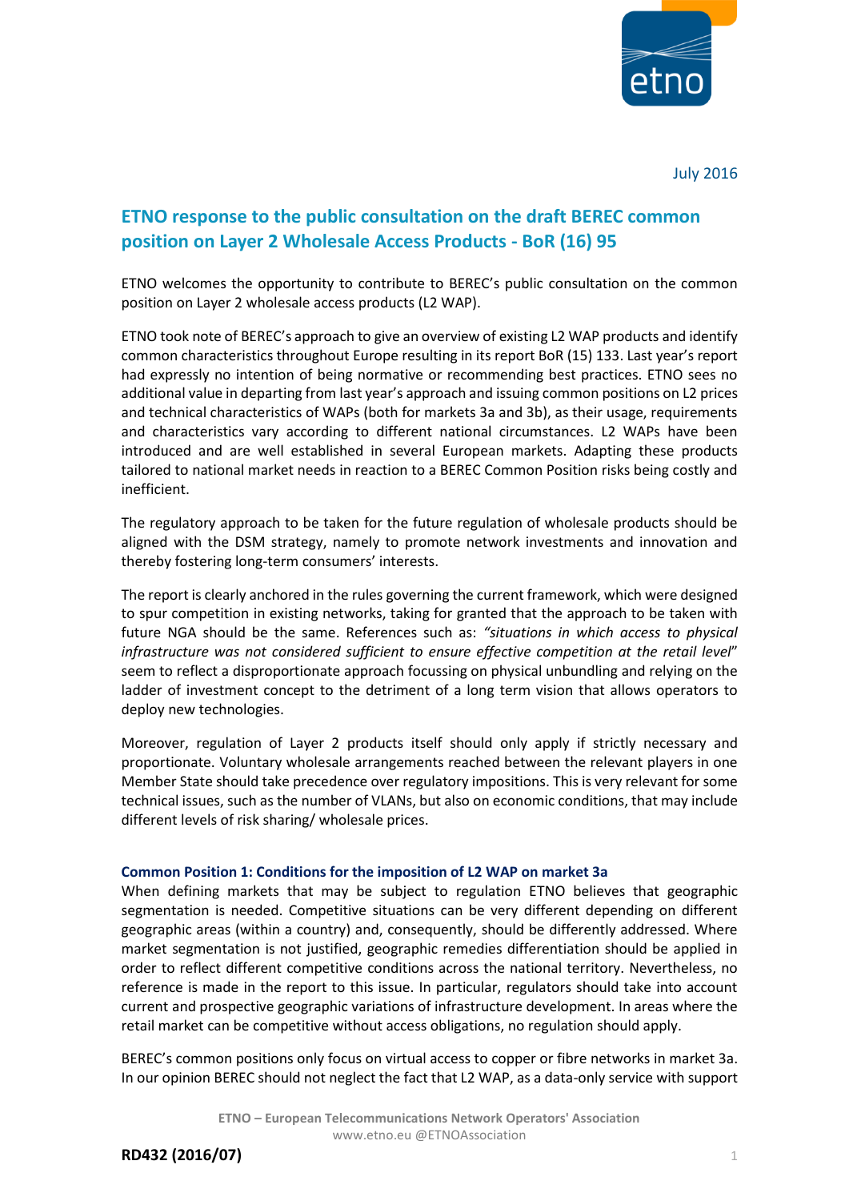July 2016

# ETNO response to the public consultation on the draft BEREC common position on Layer 2 Wholesale Access Products - BoR (16) 95

ETNO welcomes the opportunity to contribute to BEREC's public consultation on the common position on Layer 2 wholesale access products (L2 WAP).

ETNO took note of BEREC's approach to give an overview of existing L2 WAP products and identify common characteristics throughout Europe resulting in its report BoR (15) 133. Last year's report had expressly no intention of being normative or recommending best practices. ETNO sees no additional value in departing from last year's approach and issuing common positions on L2 prices and technical characteristics of WAPs (both for markets 3a and 3b), as their usage, requirements and characteristics vary according to different national circumstances. L2 WAPs have been introduced and are well established in several European markets. Adapting these products tailored to national market needs in reaction to a BEREC Common Position risks being costly and inefficient.

The regulatory approach to be taken for the future regulation of wholesale products should be aligned with the DSM strategy, namely to promote network investments and innovation and thereby fostering long-term consumers' interests.

The report is clearly anchored in the rules governing the current framework, which were designed to spur competition in existing networks, taking for granted that the approach to be taken with future NGA should be the same. References such as: *"situations in which access to physical infrastructure was not considered sufficient to ensure effective competition at the retail level"* seem to reflect a disproportionate approach focussing on physical unbundling and relying on the ladder of investment concept to the detriment of a long term vision that allows operators to deploy new technologies.

Moreover, regulation of Layer 2 products itself should only apply if strictly necessary and proportionate. Voluntary wholesale arrangements reached between the relevant players in one Member State should take precedence over regulatory impositions. This is very relevant for some technical issues, such as the number of VLANs, but also on economic conditions, that may include different levels of risk sharing/ wholesale prices.

### Common Position 1: Conditions for the imposition of L2 WAP on market 3a

When defining markets that may be subject to regulation ETNO believes that geographic segmentation is needed. Competitive situations can be very different depending on different geographic areas (within a country) and, consequently, should be differently addressed. Where market segmentation is not justified, geographic remedies differentiation should be applied in order to reflect different competitive conditions across the national territory. Nevertheless, no reference is made in the report to this issue. In particular, regulators should take into account current and prospective geographic variations of infrastructure development. In areas where the retail market can be competitive without access obligations, no regulation should apply.

BEREC's common positions only focus on virtual access to copper or fibre networks in market 3a. In our opinion BEREC should not neglect the fact that L2 WAP, as a data-only service with support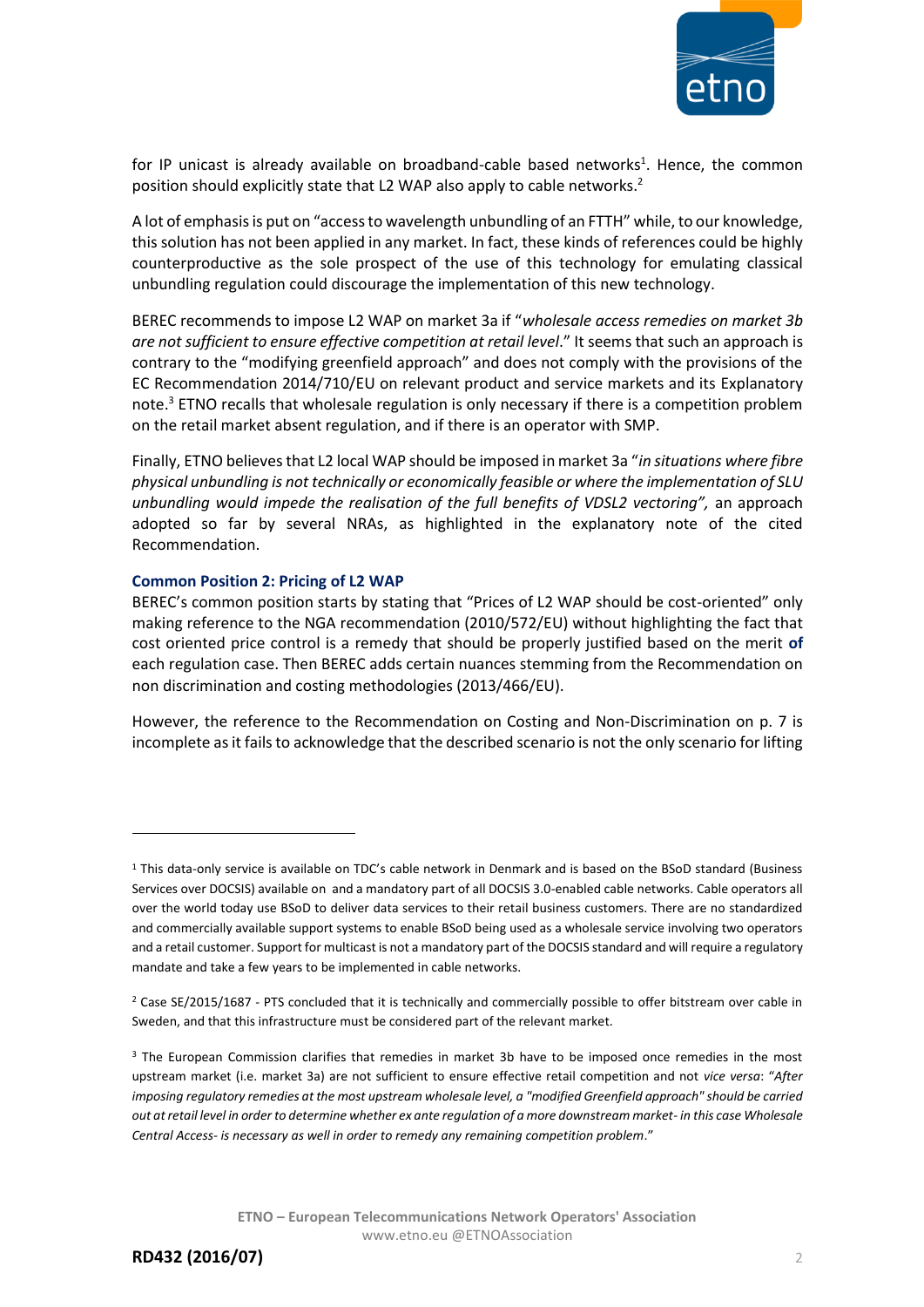for IP unicast is already available on broadband-cable based networks[1]. Hence, the common position should explicitly state that L2 WAP also apply to cable networks.[2]

A lot of emphasis is put on "access to wavelength unbundling of an FTTH" while, to our knowledge, this solution has not been applied in any market. In fact, these kinds of references could be highly counterproductive as the sole prospect of the use of this technology for emulating classical unbundling regulation could discourage the implementation of this new technology.

BEREC recommends to impose L2 WAP on market 3a if "*wholesale access remedies on market 3b are not sufficient to ensure effective competition at retail level*." It seems that such an approach is contrary to the "modifying greenfield approach" and does not comply with the provisions of the EC Recommendation 2014/710/EU on relevant product and service markets and its Explanatory note.[3] ETNO recalls that wholesale regulation is only necessary if there is a competition problem on the retail market absent regulation, and if there is an operator with SMP.

Finally, ETNO believes that L2 local WAP should be imposed in market 3a "*in situations where fibre physical unbundling is not technically or economically feasible or where the implementation of SLU unbundling would impede the realisation of the full benefits of VDSL2 vectoring",* an approach adopted so far by several NRAs, as highlighted in the explanatory note of the cited Recommendation.

**Common Position 2: Pricing of L2 WAP**

BEREC's common position starts by stating that "Prices of L2 WAP should be cost-oriented" only making reference to the NGA recommendation (2010/572/EU) without highlighting the fact that cost oriented price control is a remedy that should be properly justified based on the merit **of** each regulation case. Then BEREC adds certain nuances stemming from the Recommendation on non discrimination and costing methodologies (2013/466/EU).

However, the reference to the Recommendation on Costing and Non-Discrimination on p. 7 is incomplete as it fails to acknowledge that the described scenario is not the only scenario for lifting

---

[1] This data-only service is available on TDC's cable network in Denmark and is based on the BSoD standard (Business Services over DOCSIS) available on and a mandatory part of all DOCSIS 3.0-enabled cable networks. Cable operators all over the world today use BSoD to deliver data services to their retail business customers. There are no standardized and commercially available support systems to enable BSoD being used as a wholesale service involving two operators and a retail customer. Support for multicast is not a mandatory part of the DOCSIS standard and will require a regulatory mandate and take a few years to be implemented in cable networks.

[2] Case SE/2015/1687 - PTS concluded that it is technically and commercially possible to offer bitstream over cable in Sweden, and that this infrastructure must be considered part of the relevant market.

[3] The European Commission clarifies that remedies in market 3b have to be imposed once remedies in the most upstream market (i.e. market 3a) are not sufficient to ensure effective retail competition and not *vice versa*: "*After imposing regulatory remedies at the most upstream wholesale level, a "modified Greenfield approach" should be carried out at retail level in order to determine whether ex ante regulation of a more downstream market- in this case Wholesale Central Access- is necessary as well in order to remedy any remaining competition problem*."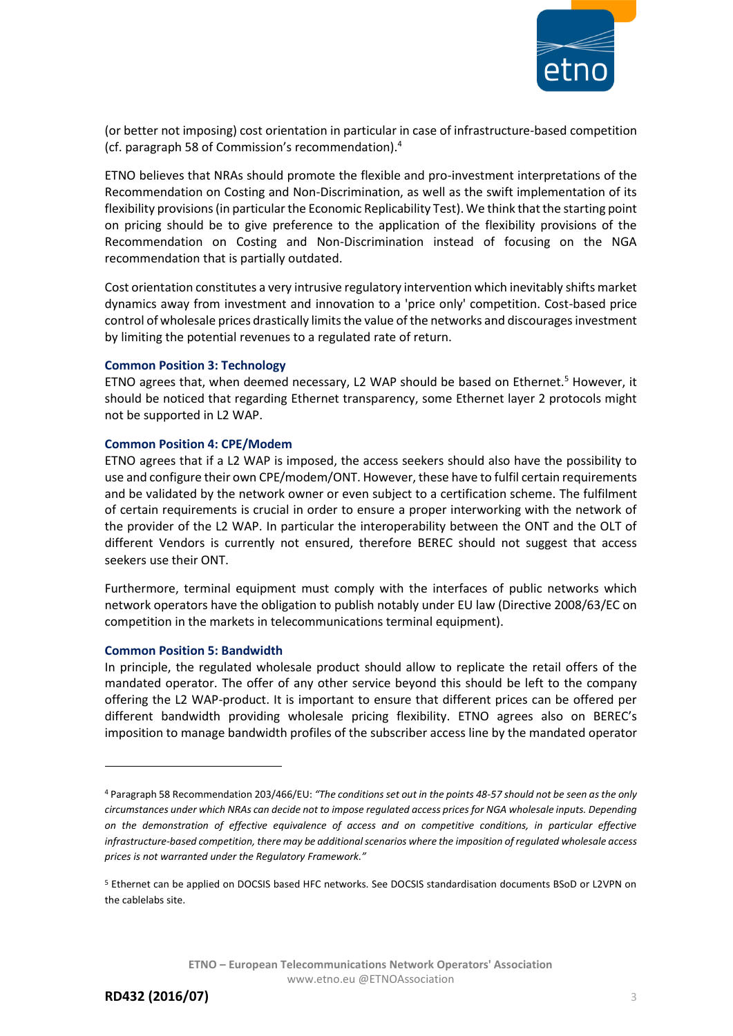(or better not imposing) cost orientation in particular in case of infrastructure-based competition (cf. paragraph 58 of Commission's recommendation).[4]

ETNO believes that NRAs should promote the flexible and pro-investment interpretations of the Recommendation on Costing and Non-Discrimination, as well as the swift implementation of its flexibility provisions (in particular the Economic Replicability Test). We think that the starting point on pricing should be to give preference to the application of the flexibility provisions of the Recommendation on Costing and Non-Discrimination instead of focusing on the NGA recommendation that is partially outdated.

Cost orientation constitutes a very intrusive regulatory intervention which inevitably shifts market dynamics away from investment and innovation to a 'price only' competition. Cost-based price control of wholesale prices drastically limits the value of the networks and discourages investment by limiting the potential revenues to a regulated rate of return.

### Common Position 3: Technology

ETNO agrees that, when deemed necessary, L2 WAP should be based on Ethernet.[5] However, it should be noticed that regarding Ethernet transparency, some Ethernet layer 2 protocols might not be supported in L2 WAP.

### Common Position 4: CPE/Modem

ETNO agrees that if a L2 WAP is imposed, the access seekers should also have the possibility to use and configure their own CPE/modem/ONT. However, these have to fulfil certain requirements and be validated by the network owner or even subject to a certification scheme. The fulfilment of certain requirements is crucial in order to ensure a proper interworking with the network of the provider of the L2 WAP. In particular the interoperability between the ONT and the OLT of different Vendors is currently not ensured, therefore BEREC should not suggest that access seekers use their ONT.

Furthermore, terminal equipment must comply with the interfaces of public networks which network operators have the obligation to publish notably under EU law (Directive 2008/63/EC on competition in the markets in telecommunications terminal equipment).

### Common Position 5: Bandwidth

In principle, the regulated wholesale product should allow to replicate the retail offers of the mandated operator. The offer of any other service beyond this should be left to the company offering the L2 WAP-product. It is important to ensure that different prices can be offered per different bandwidth providing wholesale pricing flexibility. ETNO agrees also on BEREC's imposition to manage bandwidth profiles of the subscriber access line by the mandated operator

---

[4] Paragraph 58 Recommendation 203/466/EU: *"The conditions set out in the points 48-57 should not be seen as the only circumstances under which NRAs can decide not to impose regulated access prices for NGA wholesale inputs. Depending on the demonstration of effective equivalence of access and on competitive conditions, in particular effective infrastructure-based competition, there may be additional scenarios where the imposition of regulated wholesale access prices is not warranted under the Regulatory Framework."*

[5] Ethernet can be applied on DOCSIS based HFC networks. See DOCSIS standardisation documents BSoD or L2VPN on the cablelabs site.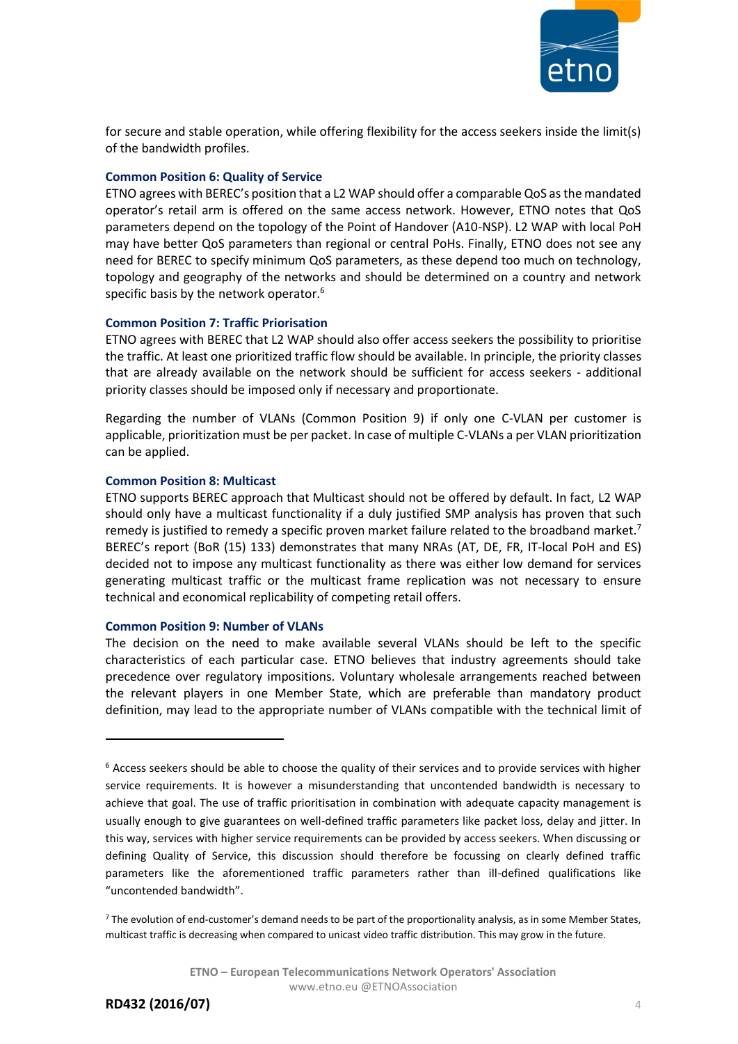for secure and stable operation, while offering flexibility for the access seekers inside the limit(s) of the bandwidth profiles.

**Common Position 6: Quality of Service**

ETNO agrees with BEREC's position that a L2 WAP should offer a comparable QoS as the mandated operator's retail arm is offered on the same access network. However, ETNO notes that QoS parameters depend on the topology of the Point of Handover (A10-NSP). L2 WAP with local PoH may have better QoS parameters than regional or central PoHs. Finally, ETNO does not see any need for BEREC to specify minimum QoS parameters, as these depend too much on technology, topology and geography of the networks and should be determined on a country and network specific basis by the network operator.[6]

**Common Position 7: Traffic Priorisation**

ETNO agrees with BEREC that L2 WAP should also offer access seekers the possibility to prioritise the traffic. At least one prioritized traffic flow should be available. In principle, the priority classes that are already available on the network should be sufficient for access seekers - additional priority classes should be imposed only if necessary and proportionate.

Regarding the number of VLANs (Common Position 9) if only one C-VLAN per customer is applicable, prioritization must be per packet. In case of multiple C-VLANs a per VLAN prioritization can be applied.

**Common Position 8: Multicast**

ETNO supports BEREC approach that Multicast should not be offered by default. In fact, L2 WAP should only have a multicast functionality if a duly justified SMP analysis has proven that such remedy is justified to remedy a specific proven market failure related to the broadband market.[7] BEREC's report (BoR (15) 133) demonstrates that many NRAs (AT, DE, FR, IT-local PoH and ES) decided not to impose any multicast functionality as there was either low demand for services generating multicast traffic or the multicast frame replication was not necessary to ensure technical and economical replicability of competing retail offers.

**Common Position 9: Number of VLANs**

The decision on the need to make available several VLANs should be left to the specific characteristics of each particular case. ETNO believes that industry agreements should take precedence over regulatory impositions. Voluntary wholesale arrangements reached between the relevant players in one Member State, which are preferable than mandatory product definition, may lead to the appropriate number of VLANs compatible with the technical limit of

---

[6] Access seekers should be able to choose the quality of their services and to provide services with higher service requirements. It is however a misunderstanding that uncontended bandwidth is necessary to achieve that goal. The use of traffic prioritisation in combination with adequate capacity management is usually enough to give guarantees on well-defined traffic parameters like packet loss, delay and jitter. In this way, services with higher service requirements can be provided by access seekers. When discussing or defining Quality of Service, this discussion should therefore be focussing on clearly defined traffic parameters like the aforementioned traffic parameters rather than ill-defined qualifications like "uncontended bandwidth".

[7] The evolution of end-customer's demand needs to be part of the proportionality analysis, as in some Member States, multicast traffic is decreasing when compared to unicast video traffic distribution. This may grow in the future.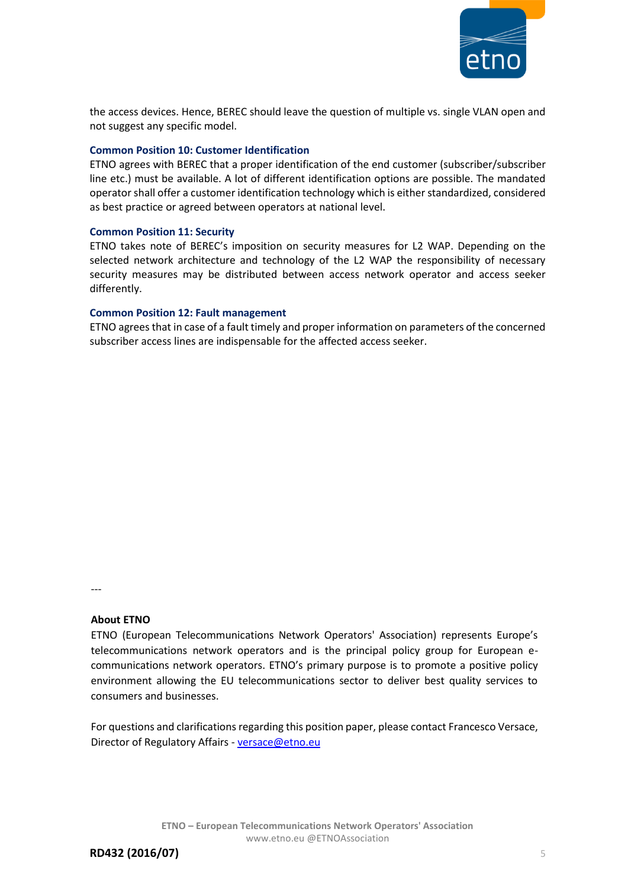the access devices. Hence, BEREC should leave the question of multiple vs. single VLAN open and not suggest any specific model.

### Common Position 10: Customer Identification

ETNO agrees with BEREC that a proper identification of the end customer (subscriber/subscriber line etc.) must be available. A lot of different identification options are possible. The mandated operator shall offer a customer identification technology which is either standardized, considered as best practice or agreed between operators at national level.

### Common Position 11: Security

ETNO takes note of BEREC's imposition on security measures for L2 WAP. Depending on the selected network architecture and technology of the L2 WAP the responsibility of necessary security measures may be distributed between access network operator and access seeker differently.

### Common Position 12: Fault management

ETNO agrees that in case of a fault timely and proper information on parameters of the concerned subscriber access lines are indispensable for the affected access seeker.

---

**About ETNO**

ETNO (European Telecommunications Network Operators' Association) represents Europe's telecommunications network operators and is the principal policy group for European e-communications network operators. ETNO's primary purpose is to promote a positive policy environment allowing the EU telecommunications sector to deliver best quality services to consumers and businesses.

For questions and clarifications regarding this position paper, please contact Francesco Versace, Director of Regulatory Affairs - versace@etno.eu